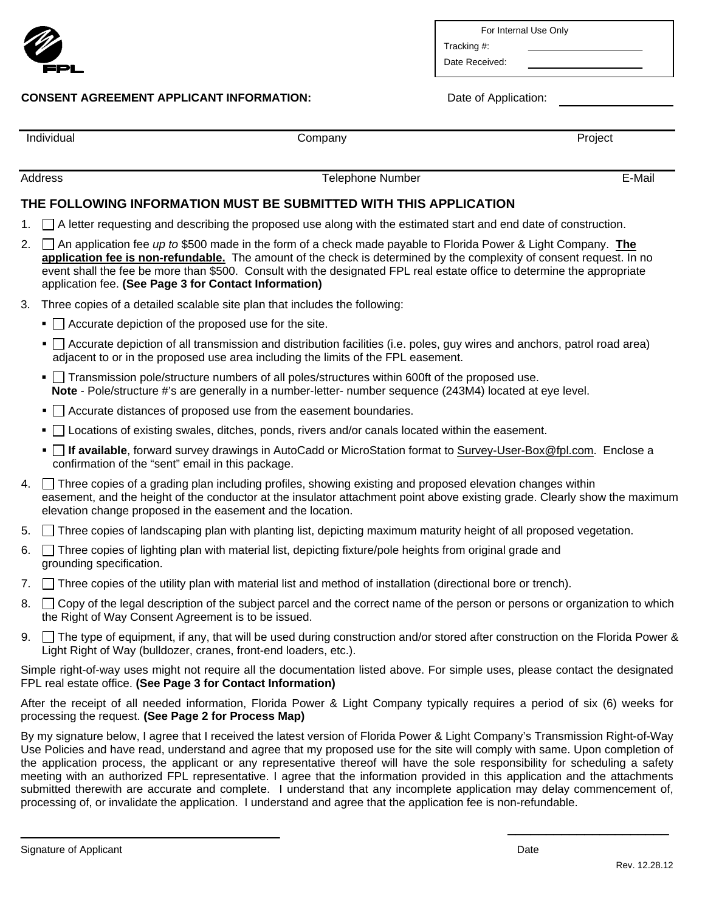FPL

| For Internal Use Only | |
|---|---|
| Tracking #: | |
| Date Received: | |

**CONSENT AGREEMENT APPLICANT INFORMATION:** Date of Application: ____________

| Individual | Company | Project |
|---|---|---|
| Address | Telephone Number | E-Mail |

## THE FOLLOWING INFORMATION MUST BE SUBMITTED WITH THIS APPLICATION

1. ☐ A letter requesting and describing the proposed use along with the estimated start and end date of construction.
2. ☐ An application fee *up to* $500 made in the form of a check made payable to Florida Power & Light Company. **The application fee is non-refundable.** The amount of the check is determined by the complexity of consent request. In no event shall the fee be more than $500. Consult with the designated FPL real estate office to determine the appropriate application fee. **(See Page 3 for Contact Information)**
3. Three copies of a detailed scalable site plan that includes the following:
   - ☐ Accurate depiction of the proposed use for the site.
   - ☐ Accurate depiction of all transmission and distribution facilities (i.e. poles, guy wires and anchors, patrol road area) adjacent to or in the proposed use area including the limits of the FPL easement.
   - ☐ Transmission pole/structure numbers of all poles/structures within 600ft of the proposed use. **Note** - Pole/structure #'s are generally in a number-letter- number sequence (243M4) located at eye level.
   - ☐ Accurate distances of proposed use from the easement boundaries.
   - ☐ Locations of existing swales, ditches, ponds, rivers and/or canals located within the easement.
   - ☐ **If available**, forward survey drawings in AutoCadd or MicroStation format to Survey-User-Box@fpl.com. Enclose a confirmation of the "sent" email in this package.
4. ☐ Three copies of a grading plan including profiles, showing existing and proposed elevation changes within easement, and the height of the conductor at the insulator attachment point above existing grade. Clearly show the maximum elevation change proposed in the easement and the location.
5. ☐ Three copies of landscaping plan with planting list, depicting maximum maturity height of all proposed vegetation.
6. ☐ Three copies of lighting plan with material list, depicting fixture/pole heights from original grade and grounding specification.
7. ☐ Three copies of the utility plan with material list and method of installation (directional bore or trench).
8. ☐ Copy of the legal description of the subject parcel and the correct name of the person or persons or organization to which the Right of Way Consent Agreement is to be issued.
9. ☐ The type of equipment, if any, that will be used during construction and/or stored after construction on the Florida Power & Light Right of Way (bulldozer, cranes, front-end loaders, etc.).

Simple right-of-way uses might not require all the documentation listed above. For simple uses, please contact the designated FPL real estate office. **(See Page 3 for Contact Information)**

After the receipt of all needed information, Florida Power & Light Company typically requires a period of six (6) weeks for processing the request. **(See Page 2 for Process Map)**

By my signature below, I agree that I received the latest version of Florida Power & Light Company's Transmission Right-of-Way Use Policies and have read, understand and agree that my proposed use for the site will comply with same. Upon completion of the application process, the applicant or any representative thereof will have the sole responsibility for scheduling a safety meeting with an authorized FPL representative. I agree that the information provided in this application and the attachments submitted therewith are accurate and complete. I understand that any incomplete application may delay commencement of, processing of, or invalidate the application. I understand and agree that the application fee is non-refundable.

______________________________ ______________________

Signature of Applicant Date

Rev. 12.28.12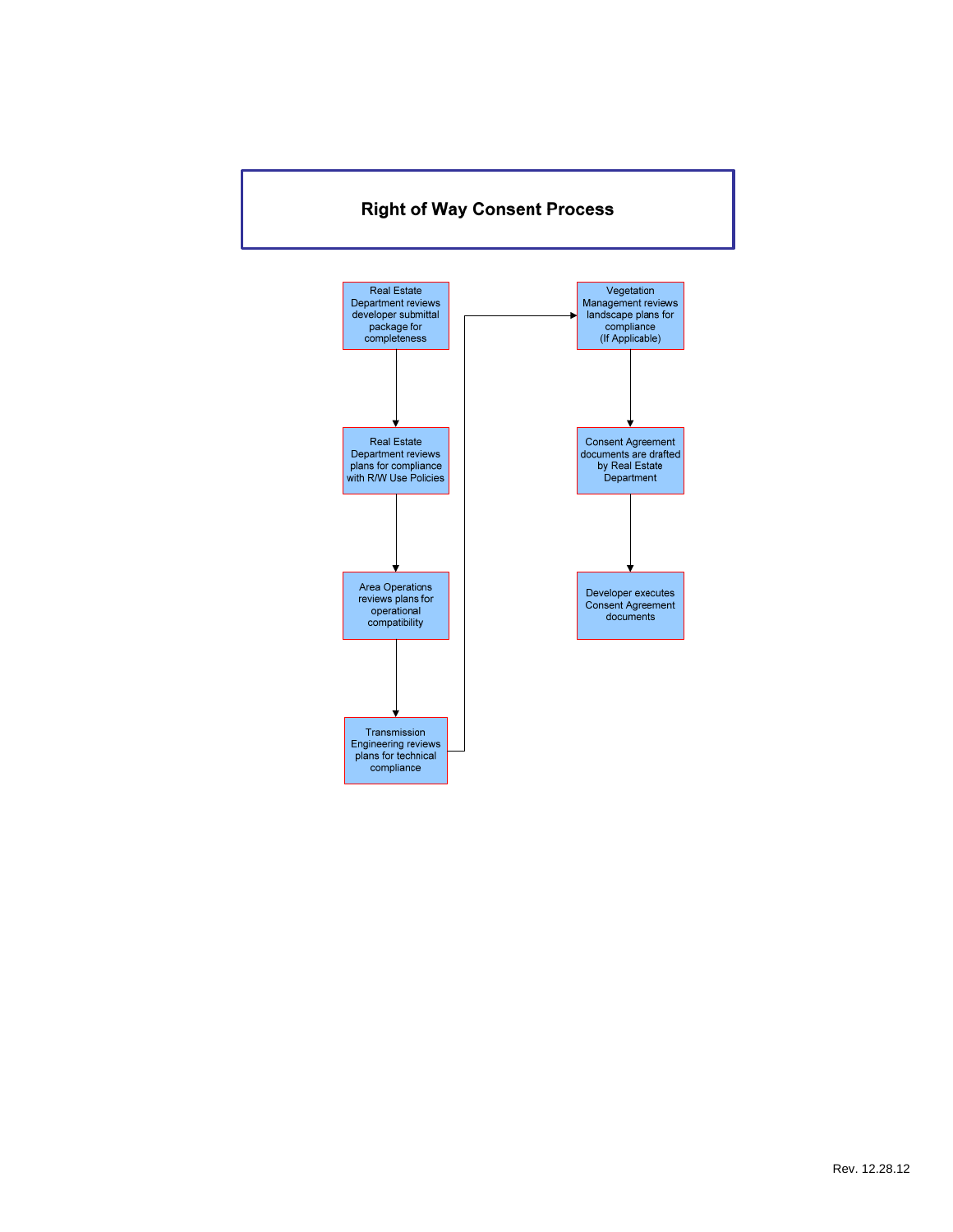# Right of Way Consent Process

1. Real Estate Department reviews developer submittal package for completeness
2. Real Estate Department reviews plans for compliance with R/W Use Policies
3. Area Operations reviews plans for operational compatibility
4. Transmission Engineering reviews plans for technical compliance
5. Vegetation Management reviews landscape plans for compliance (If Applicable)
6. Consent Agreement documents are drafted by Real Estate Department
7. Developer executes Consent Agreement documents

Rev. 12.28.12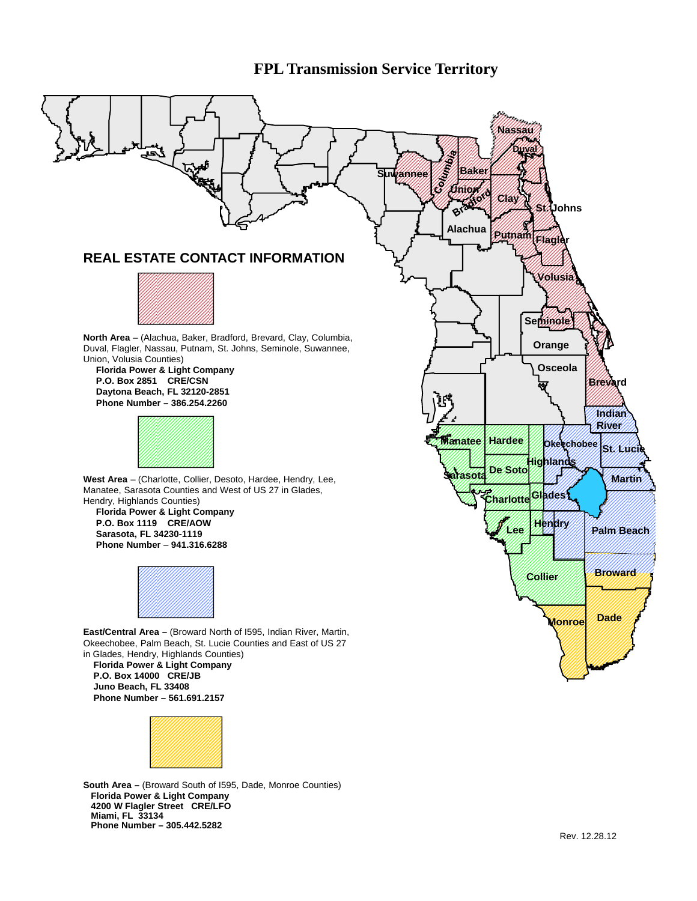# FPL Transmission Service Territory

Nassau
Duval
Suwannee
Columbia
Baker
Union
Bradford
Clay
St. Johns
Alachua
Putnam
Flagler
Volusia
Seminole
Orange
Osceola
Brevard
Indian River
Manatee
Hardee
Okeechobee
St. Lucie
Highlands
Sarasota
De Soto
Martin
Charlotte
Glades
Hendry
Lee
Palm Beach
Collier
Broward
Monroe
Dade

## REAL ESTATE CONTACT INFORMATION

**North Area** – (Alachua, Baker, Bradford, Brevard, Clay, Columbia, Duval, Flagler, Nassau, Putnam, St. Johns, Seminole, Suwannee, Union, Volusia Counties)

**Florida Power & Light Company**
**P.O. Box 2851 CRE/CSN**
**Daytona Beach, FL 32120-2851**
**Phone Number – 386.254.2260**

**West Area** – (Charlotte, Collier, Desoto, Hardee, Hendry, Lee, Manatee, Sarasota Counties and West of US 27 in Glades, Hendry, Highlands Counties)

**Florida Power & Light Company**
**P.O. Box 1119 CRE/AOW**
**Sarasota, FL 34230-1119**
**Phone Number** – **941.316.6288**

**East/Central Area –** (Broward North of I595, Indian River, Martin, Okeechobee, Palm Beach, St. Lucie Counties and East of US 27 in Glades, Hendry, Highlands Counties)

**Florida Power & Light Company**
**P.O. Box 14000 CRE/JB**
**Juno Beach, FL 33408**
**Phone Number – 561.691.2157**

**South Area –** (Broward South of I595, Dade, Monroe Counties)

**Florida Power & Light Company**
**4200 W Flagler Street CRE/LFO**
**Miami, FL 33134**
**Phone Number – 305.442.5282**

Rev. 12.28.12